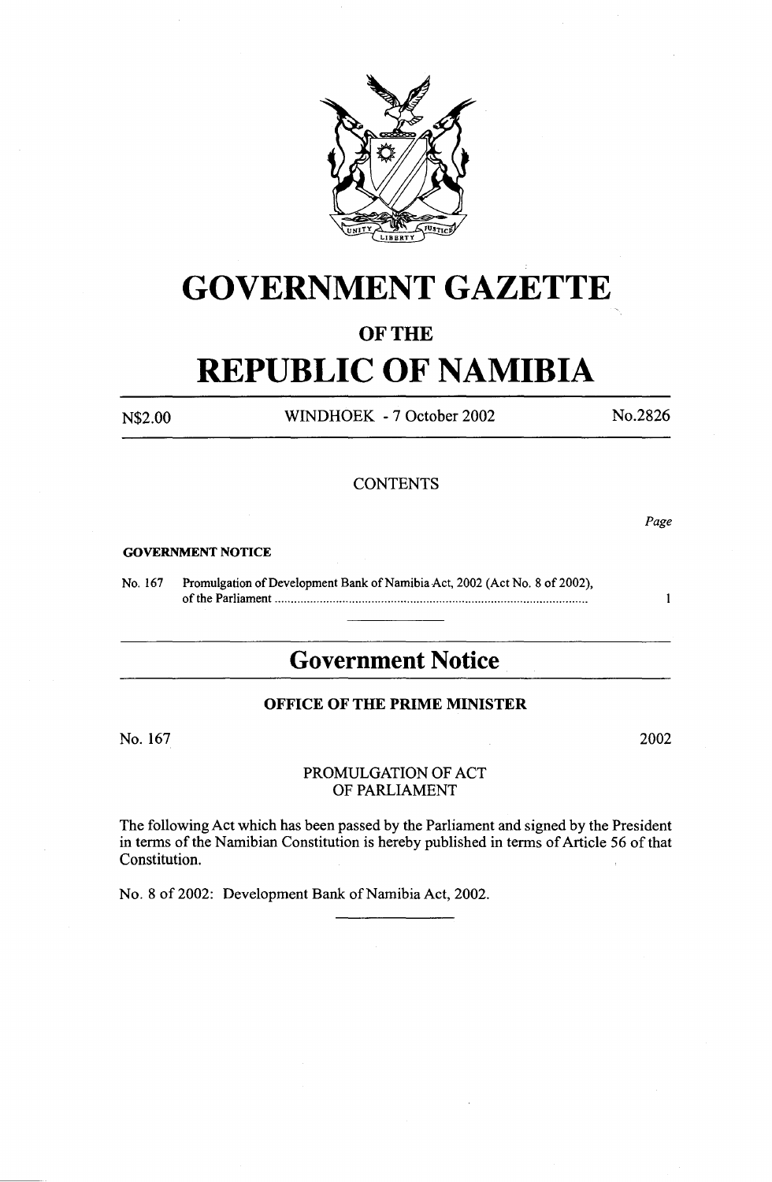# GOVERNMENT GAZETTE

## OF THE

# REPUBLIC OF NAMIBIA

N$2.00 WINDHOEK - 7 October 2002 No.2826

CONTENTS

*Page*

**GOVERNMENT NOTICE**

No. 167 Promulgation of Development Bank of Namibia Act, 2002 (Act No. 8 of 2002), of the Parliament ..................................................................................................... 1

---

## Government Notice

### OFFICE OF THE PRIME MINISTER

No. 167 2002

PROMULGATION OF ACT
OF PARLIAMENT

The following Act which has been passed by the Parliament and signed by the President in terms of the Namibian Constitution is hereby published in terms of Article 56 of that Constitution.

No. 8 of 2002: Development Bank of Namibia Act, 2002.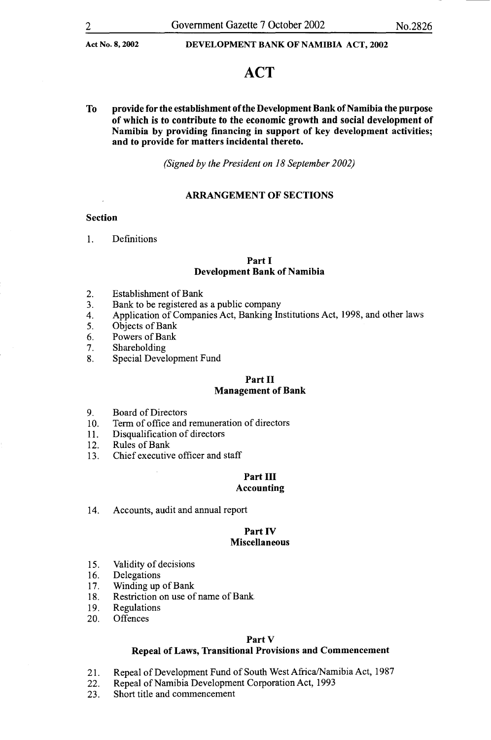# ACT

**To provide for the establishment of the Development Bank of Namibia the purpose of which is to contribute to the economic growth and social development of Namibia by providing financing in support of key development activities; and to provide for matters incidental thereto.**

*(Signed by the President on 18 September 2002)*

## ARRANGEMENT OF SECTIONS

**Section**

1. Definitions

### Part I
### Development Bank of Namibia

2. Establishment of Bank
3. Bank to be registered as a public company
4. Application of Companies Act, Banking Institutions Act, 1998, and other laws
5. Objects of Bank
6. Powers of Bank
7. Shareholding
8. Special Development Fund

### Part II
### Management of Bank

9. Board of Directors
10. Term of office and remuneration of directors
11. Disqualification of directors
12. Rules of Bank
13. Chief executive officer and staff

### Part III
### Accounting

14. Accounts, audit and annual report

### Part IV
### Miscellaneous

15. Validity of decisions
16. Delegations
17. Winding up of Bank
18. Restriction on use of name of Bank
19. Regulations
20. Offences

### Part V
### Repeal of Laws, Transitional Provisions and Commencement

21. Repeal of Development Fund of South West Africa/Namibia Act, 1987
22. Repeal of Namibia Development Corporation Act, 1993
23. Short title and commencement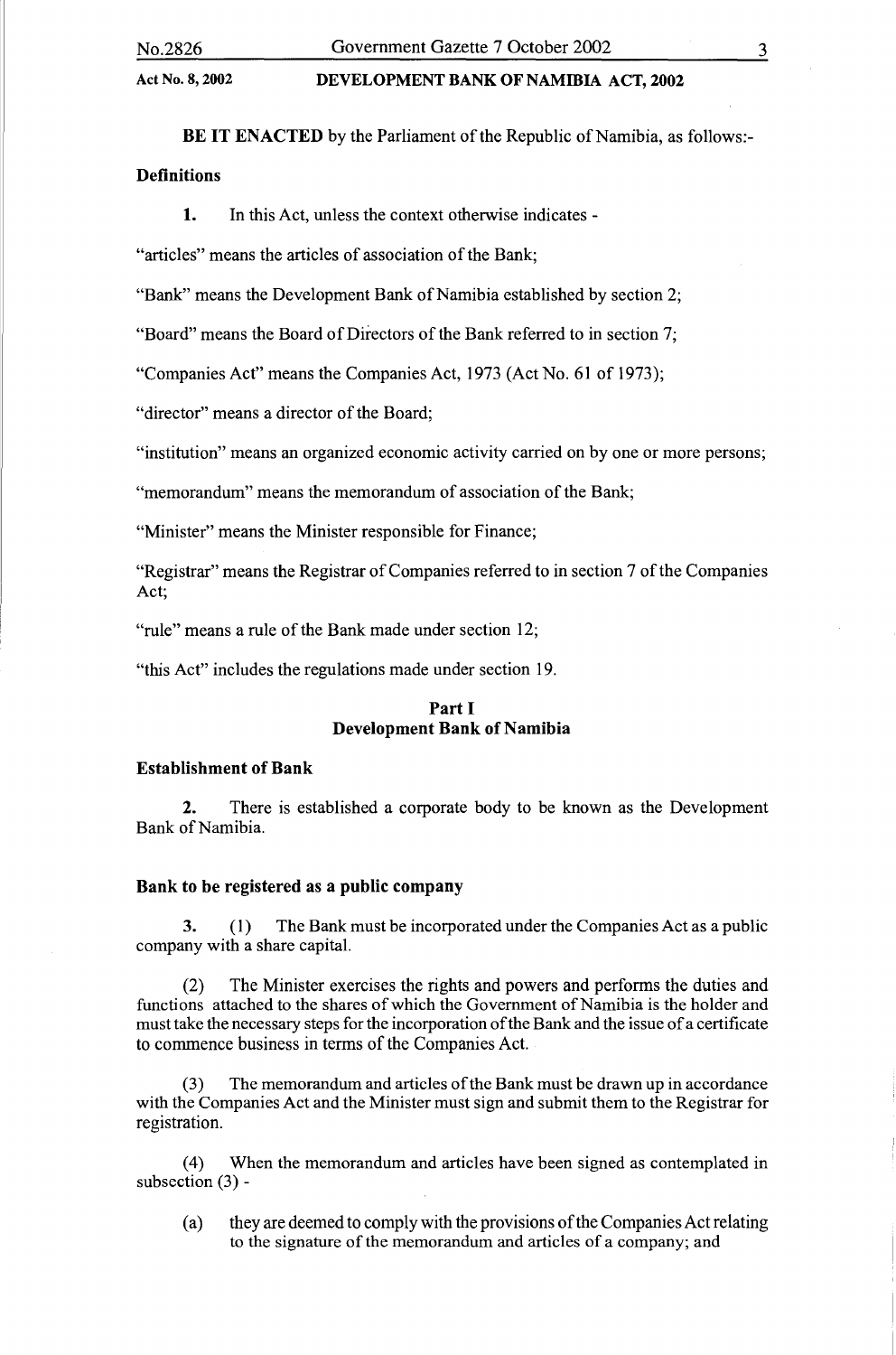**BE IT ENACTED** by the Parliament of the Republic of Namibia, as follows:-

**Definitions**

**1.** In this Act, unless the context otherwise indicates -

"articles" means the articles of association of the Bank;

"Bank" means the Development Bank of Namibia established by section 2;

"Board" means the Board of Directors of the Bank referred to in section 7;

"Companies Act" means the Companies Act, 1973 (Act No. 61 of 1973);

"director" means a director of the Board;

"institution" means an organized economic activity carried on by one or more persons;

"memorandum" means the memorandum of association of the Bank;

"Minister" means the Minister responsible for Finance;

"Registrar" means the Registrar of Companies referred to in section 7 of the Companies Act;

"rule" means a rule of the Bank made under section 12;

"this Act" includes the regulations made under section 19.

## Part I
## Development Bank of Namibia

**Establishment of Bank**

**2.** There is established a corporate body to be known as the Development Bank of Namibia.

**Bank to be registered as a public company**

**3.** (1) The Bank must be incorporated under the Companies Act as a public company with a share capital.

(2) The Minister exercises the rights and powers and performs the duties and functions attached to the shares of which the Government of Namibia is the holder and must take the necessary steps for the incorporation of the Bank and the issue of a certificate to commence business in terms of the Companies Act.

(3) The memorandum and articles of the Bank must be drawn up in accordance with the Companies Act and the Minister must sign and submit them to the Registrar for registration.

(4) When the memorandum and articles have been signed as contemplated in subsection (3) -

(a) they are deemed to comply with the provisions of the Companies Act relating to the signature of the memorandum and articles of a company; and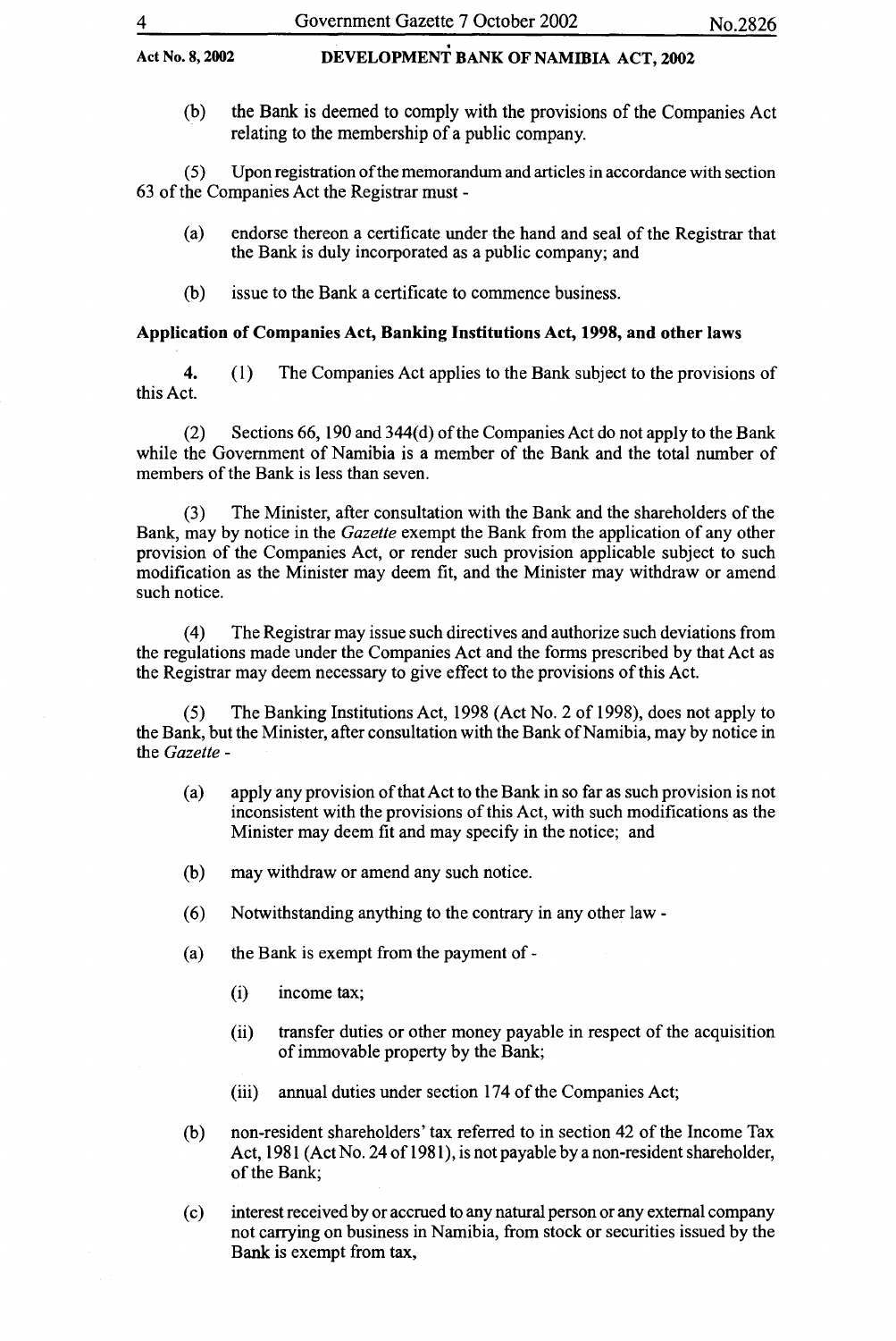(b) the Bank is deemed to comply with the provisions of the Companies Act relating to the membership of a public company.

(5) Upon registration of the memorandum and articles in accordance with section 63 of the Companies Act the Registrar must -

(a) endorse thereon a certificate under the hand and seal of the Registrar that the Bank is duly incorporated as a public company; and

(b) issue to the Bank a certificate to commence business.

**Application of Companies Act, Banking Institutions Act, 1998, and other laws**

**4.** (1) The Companies Act applies to the Bank subject to the provisions of this Act.

(2) Sections 66, 190 and 344(d) of the Companies Act do not apply to the Bank while the Government of Namibia is a member of the Bank and the total number of members of the Bank is less than seven.

(3) The Minister, after consultation with the Bank and the shareholders of the Bank, may by notice in the *Gazette* exempt the Bank from the application of any other provision of the Companies Act, or render such provision applicable subject to such modification as the Minister may deem fit, and the Minister may withdraw or amend such notice.

(4) The Registrar may issue such directives and authorize such deviations from the regulations made under the Companies Act and the forms prescribed by that Act as the Registrar may deem necessary to give effect to the provisions of this Act.

(5) The Banking Institutions Act, 1998 (Act No. 2 of 1998), does not apply to the Bank, but the Minister, after consultation with the Bank of Namibia, may by notice in the *Gazette* -

(a) apply any provision of that Act to the Bank in so far as such provision is not inconsistent with the provisions of this Act, with such modifications as the Minister may deem fit and may specify in the notice; and

(b) may withdraw or amend any such notice.

(6) Notwithstanding anything to the contrary in any other law -

(a) the Bank is exempt from the payment of -

(i) income tax;

(ii) transfer duties or other money payable in respect of the acquisition of immovable property by the Bank;

(iii) annual duties under section 174 of the Companies Act;

(b) non-resident shareholders' tax referred to in section 42 of the Income Tax Act, 1981 (Act No. 24 of 1981), is not payable by a non-resident shareholder, of the Bank;

(c) interest received by or accrued to any natural person or any external company not carrying on business in Namibia, from stock or securities issued by the Bank is exempt from tax,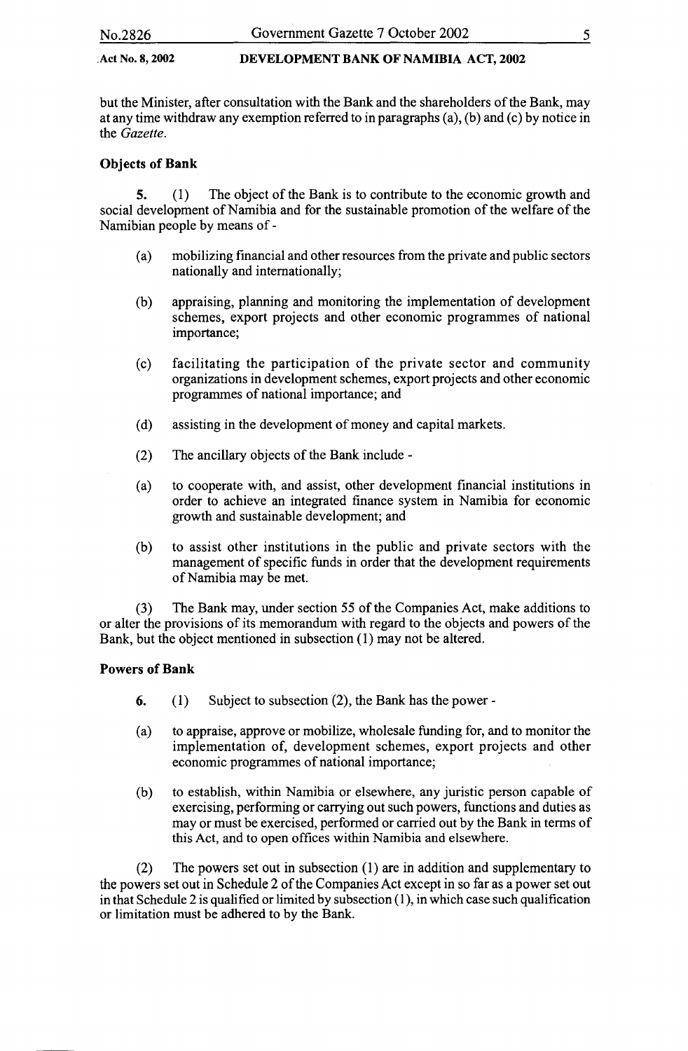but the Minister, after consultation with the Bank and the shareholders of the Bank, may at any time withdraw any exemption referred to in paragraphs (a), (b) and (c) by notice in the *Gazette*.

**Objects of Bank**

**5.** (1) The object of the Bank is to contribute to the economic growth and social development of Namibia and for the sustainable promotion of the welfare of the Namibian people by means of -

(a) mobilizing financial and other resources from the private and public sectors nationally and internationally;

(b) appraising, planning and monitoring the implementation of development schemes, export projects and other economic programmes of national importance;

(c) facilitating the participation of the private sector and community organizations in development schemes, export projects and other economic programmes of national importance; and

(d) assisting in the development of money and capital markets.

(2) The ancillary objects of the Bank include -

(a) to cooperate with, and assist, other development financial institutions in order to achieve an integrated finance system in Namibia for economic growth and sustainable development; and

(b) to assist other institutions in the public and private sectors with the management of specific funds in order that the development requirements of Namibia may be met.

(3) The Bank may, under section 55 of the Companies Act, make additions to or alter the provisions of its memorandum with regard to the objects and powers of the Bank, but the object mentioned in subsection (1) may not be altered.

**Powers of Bank**

**6.** (1) Subject to subsection (2), the Bank has the power -

(a) to appraise, approve or mobilize, wholesale funding for, and to monitor the implementation of, development schemes, export projects and other economic programmes of national importance;

(b) to establish, within Namibia or elsewhere, any juristic person capable of exercising, performing or carrying out such powers, functions and duties as may or must be exercised, performed or carried out by the Bank in terms of this Act, and to open offices within Namibia and elsewhere.

(2) The powers set out in subsection (1) are in addition and supplementary to the powers set out in Schedule 2 of the Companies Act except in so far as a power set out in that Schedule 2 is qualified or limited by subsection (1), in which case such qualification or limitation must be adhered to by the Bank.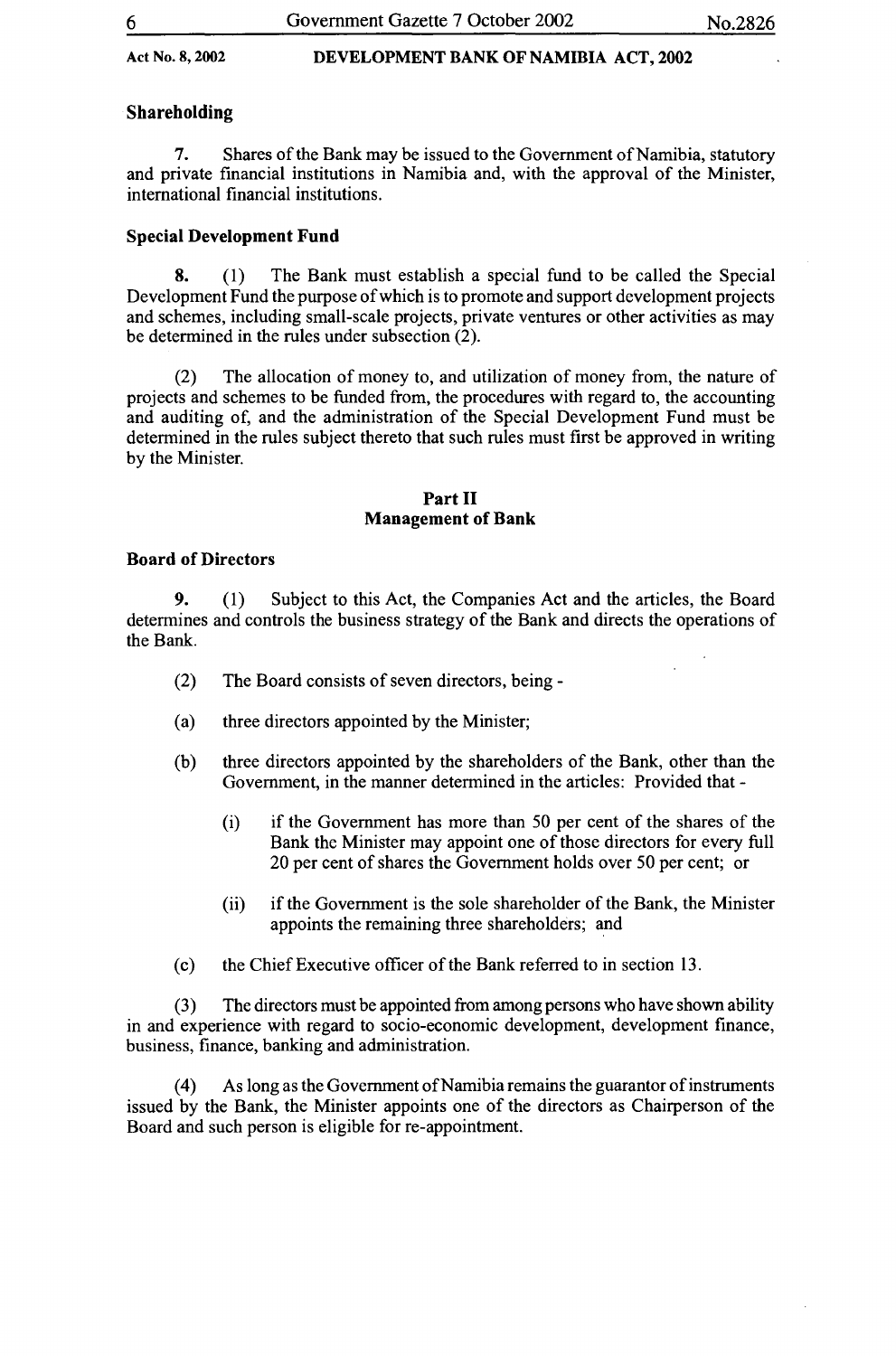### Shareholding

**7.** Shares of the Bank may be issued to the Government of Namibia, statutory and private financial institutions in Namibia and, with the approval of the Minister, international financial institutions.

### Special Development Fund

**8.** (1) The Bank must establish a special fund to be called the Special Development Fund the purpose of which is to promote and support development projects and schemes, including small-scale projects, private ventures or other activities as may be determined in the rules under subsection (2).

(2) The allocation of money to, and utilization of money from, the nature of projects and schemes to be funded from, the procedures with regard to, the accounting and auditing of, and the administration of the Special Development Fund must be determined in the rules subject thereto that such rules must first be approved in writing by the Minister.

## Part II
## Management of Bank

### Board of Directors

**9.** (1) Subject to this Act, the Companies Act and the articles, the Board determines and controls the business strategy of the Bank and directs the operations of the Bank.

(2) The Board consists of seven directors, being -

(a) three directors appointed by the Minister;

(b) three directors appointed by the shareholders of the Bank, other than the Government, in the manner determined in the articles: Provided that -

(i) if the Government has more than 50 per cent of the shares of the Bank the Minister may appoint one of those directors for every full 20 per cent of shares the Government holds over 50 per cent; or

(ii) if the Government is the sole shareholder of the Bank, the Minister appoints the remaining three shareholders; and

(c) the Chief Executive officer of the Bank referred to in section 13.

(3) The directors must be appointed from among persons who have shown ability in and experience with regard to socio-economic development, development finance, business, finance, banking and administration.

(4) As long as the Government of Namibia remains the guarantor of instruments issued by the Bank, the Minister appoints one of the directors as Chairperson of the Board and such person is eligible for re-appointment.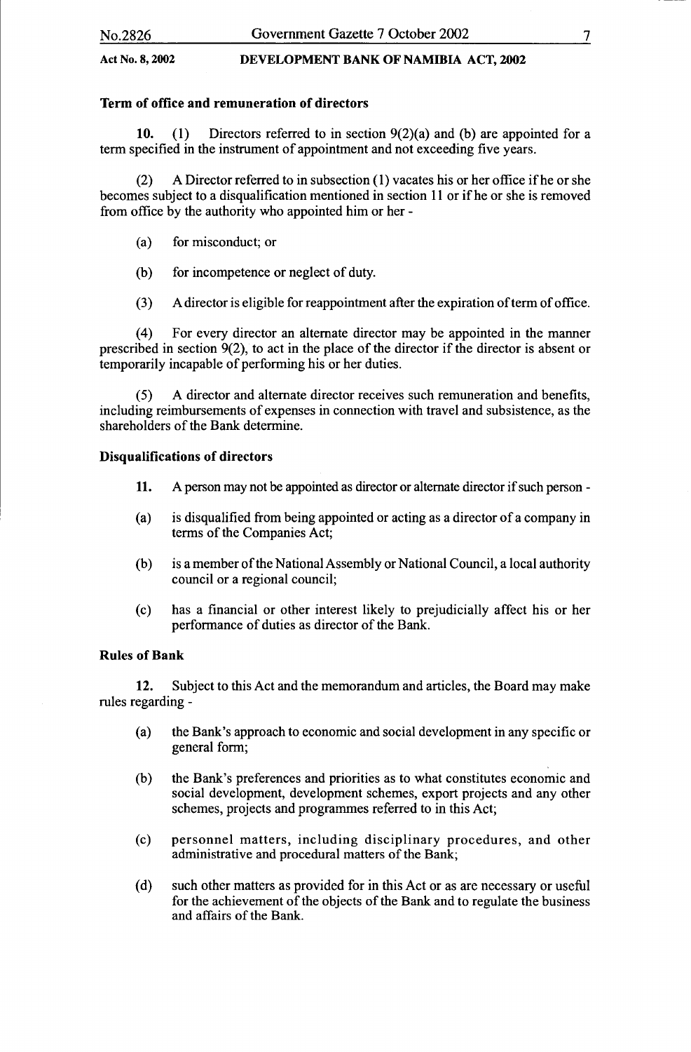### Term of office and remuneration of directors

**10.** (1) Directors referred to in section 9(2)(a) and (b) are appointed for a term specified in the instrument of appointment and not exceeding five years.

(2) A Director referred to in subsection (1) vacates his or her office if he or she becomes subject to a disqualification mentioned in section 11 or if he or she is removed from office by the authority who appointed him or her -

(a) for misconduct; or

(b) for incompetence or neglect of duty.

(3) A director is eligible for reappointment after the expiration of term of office.

(4) For every director an alternate director may be appointed in the manner prescribed in section 9(2), to act in the place of the director if the director is absent or temporarily incapable of performing his or her duties.

(5) A director and alternate director receives such remuneration and benefits, including reimbursements of expenses in connection with travel and subsistence, as the shareholders of the Bank determine.

### Disqualifications of directors

**11.** A person may not be appointed as director or alternate director if such person -

(a) is disqualified from being appointed or acting as a director of a company in terms of the Companies Act;

(b) is a member of the National Assembly or National Council, a local authority council or a regional council;

(c) has a financial or other interest likely to prejudicially affect his or her performance of duties as director of the Bank.

### Rules of Bank

**12.** Subject to this Act and the memorandum and articles, the Board may make rules regarding -

(a) the Bank's approach to economic and social development in any specific or general form;

(b) the Bank's preferences and priorities as to what constitutes economic and social development, development schemes, export projects and any other schemes, projects and programmes referred to in this Act;

(c) personnel matters, including disciplinary procedures, and other administrative and procedural matters of the Bank;

(d) such other matters as provided for in this Act or as are necessary or useful for the achievement of the objects of the Bank and to regulate the business and affairs of the Bank.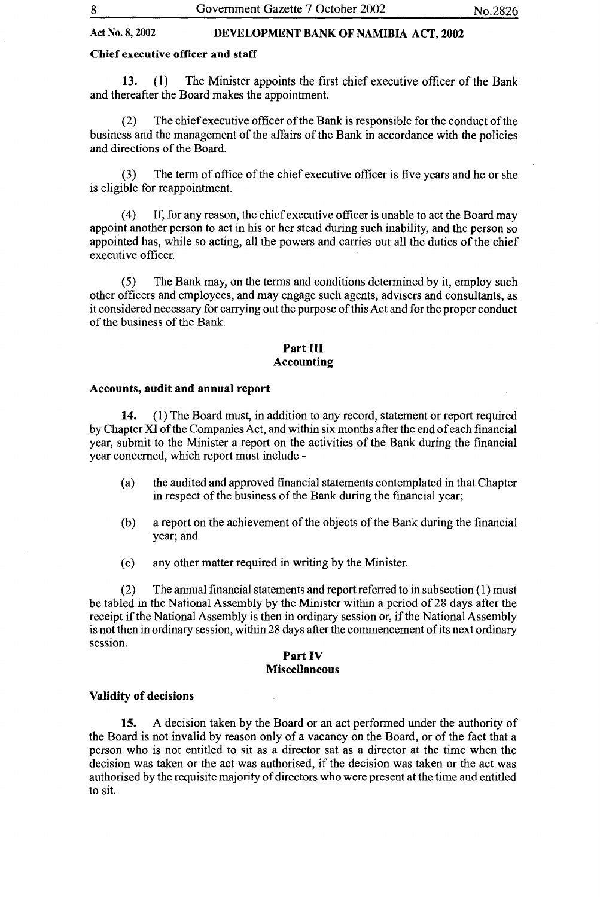**Chief executive officer and staff**

**13.** (1) The Minister appoints the first chief executive officer of the Bank and thereafter the Board makes the appointment.

(2) The chief executive officer of the Bank is responsible for the conduct of the business and the management of the affairs of the Bank in accordance with the policies and directions of the Board.

(3) The term of office of the chief executive officer is five years and he or she is eligible for reappointment.

(4) If, for any reason, the chief executive officer is unable to act the Board may appoint another person to act in his or her stead during such inability, and the person so appointed has, while so acting, all the powers and carries out all the duties of the chief executive officer.

(5) The Bank may, on the terms and conditions determined by it, employ such other officers and employees, and may engage such agents, advisers and consultants, as it considered necessary for carrying out the purpose of this Act and for the proper conduct of the business of the Bank.

## Part III
## Accounting

**Accounts, audit and annual report**

**14.** (1) The Board must, in addition to any record, statement or report required by Chapter XI of the Companies Act, and within six months after the end of each financial year, submit to the Minister a report on the activities of the Bank during the financial year concerned, which report must include -

(a) the audited and approved financial statements contemplated in that Chapter in respect of the business of the Bank during the financial year;

(b) a report on the achievement of the objects of the Bank during the financial year; and

(c) any other matter required in writing by the Minister.

(2) The annual financial statements and report referred to in subsection (1) must be tabled in the National Assembly by the Minister within a period of 28 days after the receipt if the National Assembly is then in ordinary session or, if the National Assembly is not then in ordinary session, within 28 days after the commencement of its next ordinary session.

## Part IV
## Miscellaneous

**Validity of decisions**

**15.** A decision taken by the Board or an act performed under the authority of the Board is not invalid by reason only of a vacancy on the Board, or of the fact that a person who is not entitled to sit as a director sat as a director at the time when the decision was taken or the act was authorised, if the decision was taken or the act was authorised by the requisite majority of directors who were present at the time and entitled to sit.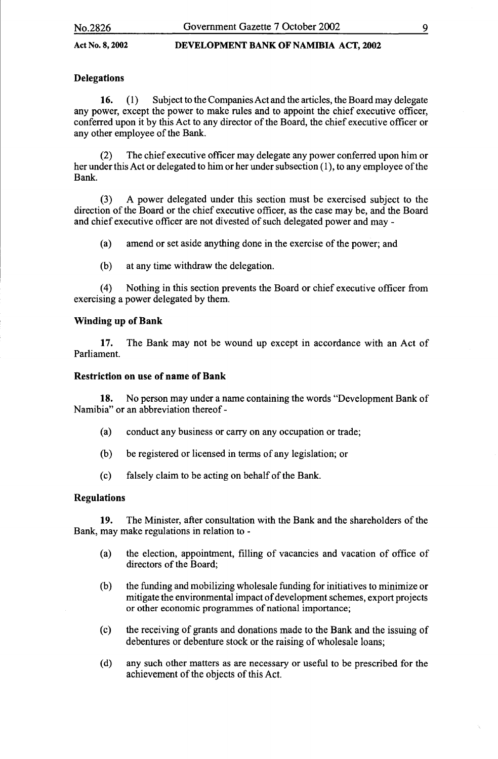### Delegations

**16.** (1) Subject to the Companies Act and the articles, the Board may delegate any power, except the power to make rules and to appoint the chief executive officer, conferred upon it by this Act to any director of the Board, the chief executive officer or any other employee of the Bank.

(2) The chief executive officer may delegate any power conferred upon him or her under this Act or delegated to him or her under subsection (1), to any employee of the Bank.

(3) A power delegated under this section must be exercised subject to the direction of the Board or the chief executive officer, as the case may be, and the Board and chief executive officer are not divested of such delegated power and may -

(a) amend or set aside anything done in the exercise of the power; and

(b) at any time withdraw the delegation.

(4) Nothing in this section prevents the Board or chief executive officer from exercising a power delegated by them.

### Winding up of Bank

**17.** The Bank may not be wound up except in accordance with an Act of Parliament.

### Restriction on use of name of Bank

**18.** No person may under a name containing the words "Development Bank of Namibia" or an abbreviation thereof -

(a) conduct any business or carry on any occupation or trade;

(b) be registered or licensed in terms of any legislation; or

(c) falsely claim to be acting on behalf of the Bank.

### Regulations

**19.** The Minister, after consultation with the Bank and the shareholders of the Bank, may make regulations in relation to -

(a) the election, appointment, filling of vacancies and vacation of office of directors of the Board;

(b) the funding and mobilizing wholesale funding for initiatives to minimize or mitigate the environmental impact of development schemes, export projects or other economic programmes of national importance;

(c) the receiving of grants and donations made to the Bank and the issuing of debentures or debenture stock or the raising of wholesale loans;

(d) any such other matters as are necessary or useful to be prescribed for the achievement of the objects of this Act.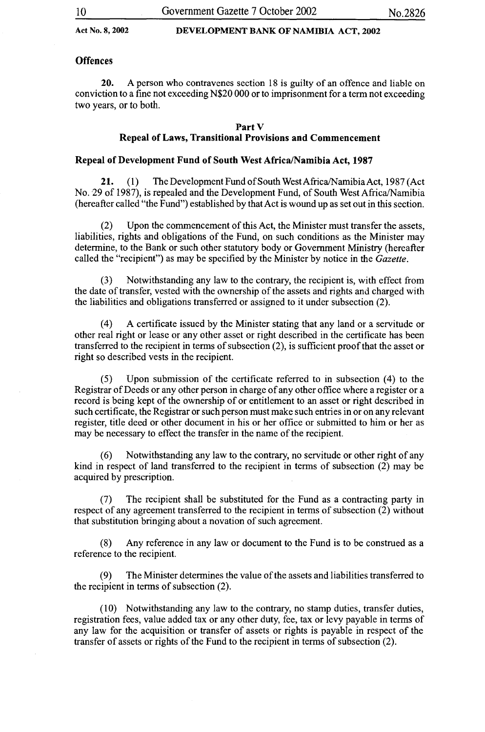**Offences**

**20.** A person who contravenes section 18 is guilty of an offence and liable on conviction to a fine not exceeding N$20 000 or to imprisonment for a term not exceeding two years, or to both.

## Part V
## Repeal of Laws, Transitional Provisions and Commencement

**Repeal of Development Fund of South West Africa/Namibia Act, 1987**

**21.** (1) The Development Fund of South West Africa/Namibia Act, 1987 (Act No. 29 of 1987), is repealed and the Development Fund, of South West Africa/Namibia (hereafter called "the Fund") established by that Act is wound up as set out in this section.

(2) Upon the commencement of this Act, the Minister must transfer the assets, liabilities, rights and obligations of the Fund, on such conditions as the Minister may determine, to the Bank or such other statutory body or Government Ministry (hereafter called the "recipient") as may be specified by the Minister by notice in the *Gazette*.

(3) Notwithstanding any law to the contrary, the recipient is, with effect from the date of transfer, vested with the ownership of the assets and rights and charged with the liabilities and obligations transferred or assigned to it under subsection (2).

(4) A certificate issued by the Minister stating that any land or a servitude or other real right or lease or any other asset or right described in the certificate has been transferred to the recipient in terms of subsection (2), is sufficient proof that the asset or right so described vests in the recipient.

(5) Upon submission of the certificate referred to in subsection (4) to the Registrar of Deeds or any other person in charge of any other office where a register or a record is being kept of the ownership of or entitlement to an asset or right described in such certificate, the Registrar or such person must make such entries in or on any relevant register, title deed or other document in his or her office or submitted to him or her as may be necessary to effect the transfer in the name of the recipient.

(6) Notwithstanding any law to the contrary, no servitude or other right of any kind in respect of land transferred to the recipient in terms of subsection (2) may be acquired by prescription.

(7) The recipient shall be substituted for the Fund as a contracting party in respect of any agreement transferred to the recipient in terms of subsection (2) without that substitution bringing about a novation of such agreement.

(8) Any reference in any law or document to the Fund is to be construed as a reference to the recipient.

(9) The Minister determines the value of the assets and liabilities transferred to the recipient in terms of subsection (2).

(10) Notwithstanding any law to the contrary, no stamp duties, transfer duties, registration fees, value added tax or any other duty, fee, tax or levy payable in terms of any law for the acquisition or transfer of assets or rights is payable in respect of the transfer of assets or rights of the Fund to the recipient in terms of subsection (2).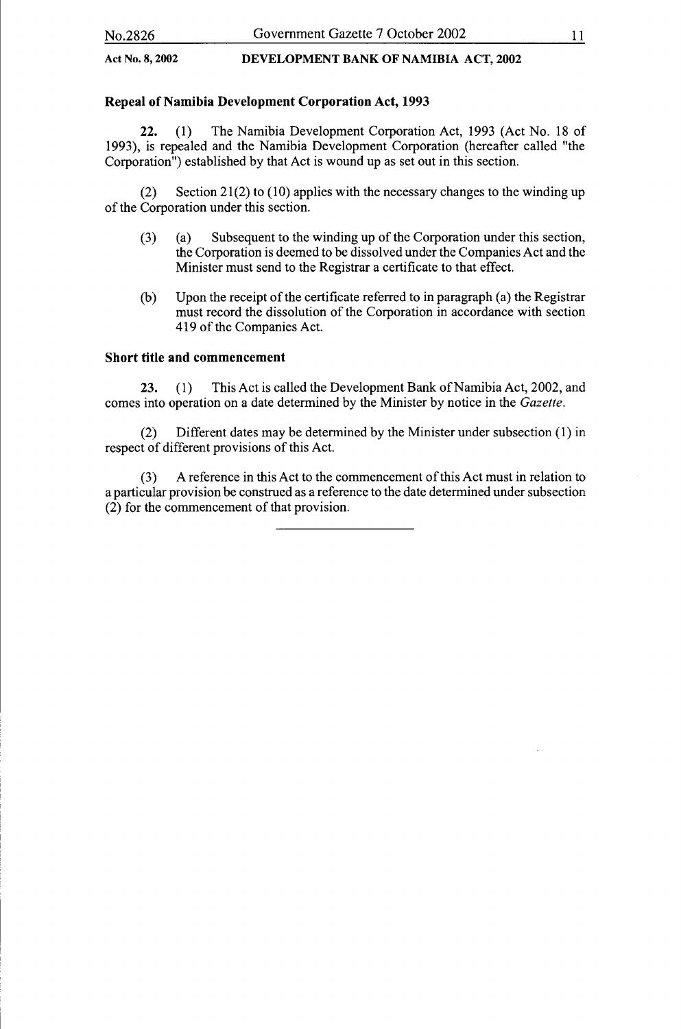### Repeal of Namibia Development Corporation Act, 1993

**22.** (1) The Namibia Development Corporation Act, 1993 (Act No. 18 of 1993), is repealed and the Namibia Development Corporation (hereafter called "the Corporation") established by that Act is wound up as set out in this section.

(2) Section 21(2) to (10) applies with the necessary changes to the winding up of the Corporation under this section.

(3) (a) Subsequent to the winding up of the Corporation under this section, the Corporation is deemed to be dissolved under the Companies Act and the Minister must send to the Registrar a certificate to that effect.

(b) Upon the receipt of the certificate referred to in paragraph (a) the Registrar must record the dissolution of the Corporation in accordance with section 419 of the Companies Act.

### Short title and commencement

**23.** (1) This Act is called the Development Bank of Namibia Act, 2002, and comes into operation on a date determined by the Minister by notice in the *Gazette*.

(2) Different dates may be determined by the Minister under subsection (1) in respect of different provisions of this Act.

(3) A reference in this Act to the commencement of this Act must in relation to a particular provision be construed as a reference to the date determined under subsection (2) for the commencement of that provision.